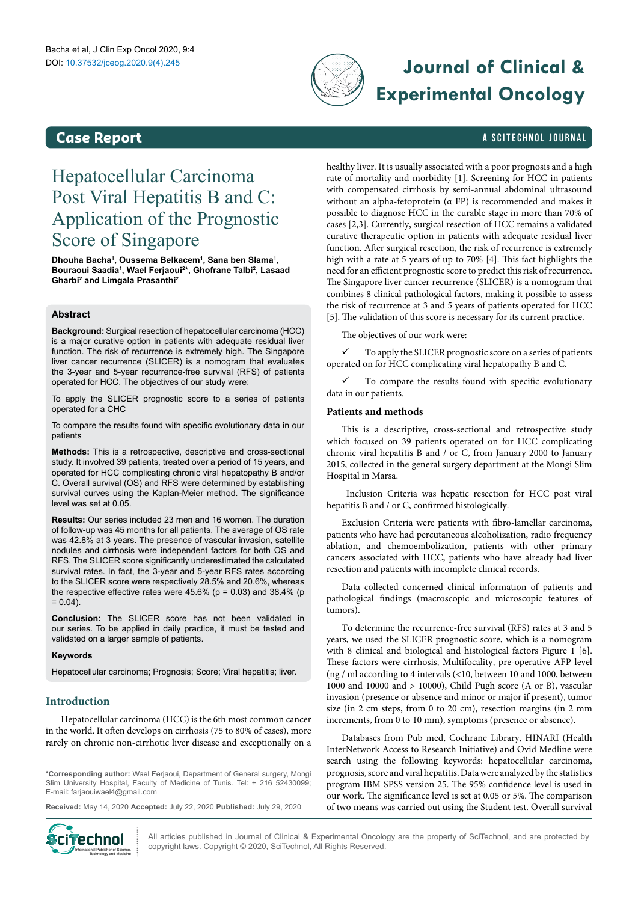Case Report

# Hepatocellular Carcinoma Post Viral Hepatitis B and C: Application of the Prognostic Score of Singapore

**Dhouha Bacha[1], Oussema Belkacem[1], Sana ben Slama[1], Bouraoui Saadia[1], Wael Ferjaoui[2]*, Ghofrane Talbi[2], Lasaad Gharbi[2] and Limgala Prasanthi[2]**

## Abstract

**Background:** Surgical resection of hepatocellular carcinoma (HCC) is a major curative option in patients with adequate residual liver function. The risk of recurrence is extremely high. The Singapore liver cancer recurrence (SLICER) is a nomogram that evaluates the 3-year and 5-year recurrence-free survival (RFS) of patients operated for HCC. The objectives of our study were:

To apply the SLICER prognostic score to a series of patients operated for a CHC

To compare the results found with specific evolutionary data in our patients

**Methods:** This is a retrospective, descriptive and cross-sectional study. It involved 39 patients, treated over a period of 15 years, and operated for HCC complicating chronic viral hepatopathy B and/or C. Overall survival (OS) and RFS were determined by establishing survival curves using the Kaplan-Meier method. The significance level was set at 0.05.

**Results:** Our series included 23 men and 16 women. The duration of follow-up was 45 months for all patients. The average of OS rate was 42.8% at 3 years. The presence of vascular invasion, satellite nodules and cirrhosis were independent factors for both OS and RFS. The SLICER score significantly underestimated the calculated survival rates. In fact, the 3-year and 5-year RFS rates according to the SLICER score were respectively 28.5% and 20.6%, whereas the respective effective rates were 45.6% (p = 0.03) and 38.4% (p = 0.04).

**Conclusion:** The SLICER score has not been validated in our series. To be applied in daily practice, it must be tested and validated on a larger sample of patients.

### Keywords

Hepatocellular carcinoma; Prognosis; Score; Viral hepatitis; liver.

## Introduction

Hepatocellular carcinoma (HCC) is the 6th most common cancer in the world. It often develops on cirrhosis (75 to 80% of cases), more rarely on chronic non-cirrhotic liver disease and exceptionally on a healthy liver. It is usually associated with a poor prognosis and a high rate of mortality and morbidity [1]. Screening for HCC in patients with compensated cirrhosis by semi-annual abdominal ultrasound without an alpha-fetoprotein (α FP) is recommended and makes it possible to diagnose HCC in the curable stage in more than 70% of cases [2,3]. Currently, surgical resection of HCC remains a validated curative therapeutic option in patients with adequate residual liver function. After surgical resection, the risk of recurrence is extremely high with a rate at 5 years of up to 70% [4]. This fact highlights the need for an efficient prognostic score to predict this risk of recurrence. The Singapore liver cancer recurrence (SLICER) is a nomogram that combines 8 clinical pathological factors, making it possible to assess the risk of recurrence at 3 and 5 years of patients operated for HCC [5]. The validation of this score is necessary for its current practice.

The objectives of our work were:

✓ To apply the SLICER prognostic score on a series of patients operated on for HCC complicating viral hepatopathy B and C.

✓ To compare the results found with specific evolutionary data in our patients.

## Patients and methods

This is a descriptive, cross-sectional and retrospective study which focused on 39 patients operated on for HCC complicating chronic viral hepatitis B and / or C, from January 2000 to January 2015, collected in the general surgery department at the Mongi Slim Hospital in Marsa.

Inclusion Criteria was hepatic resection for HCC post viral hepatitis B and / or C, confirmed histologically.

Exclusion Criteria were patients with fibro-lamellar carcinoma, patients who have had percutaneous alcoholization, radio frequency ablation, and chemoembolization, patients with other primary cancers associated with HCC, patients who have already had liver resection and patients with incomplete clinical records.

Data collected concerned clinical information of patients and pathological findings (macroscopic and microscopic features of tumors).

To determine the recurrence-free survival (RFS) rates at 3 and 5 years, we used the SLICER prognostic score, which is a nomogram with 8 clinical and biological and histological factors Figure 1 [6]. These factors were cirrhosis, Multifocality, pre-operative AFP level (ng / ml according to 4 intervals (<10, between 10 and 1000, between 1000 and 10000 and > 10000), Child Pugh score (A or B), vascular invasion (presence or absence and minor or major if present), tumor size (in 2 cm steps, from 0 to 20 cm), resection margins (in 2 mm increments, from 0 to 10 mm), symptoms (presence or absence).

Databases from Pub med, Cochrane Library, HINARI (Health InterNetwork Access to Research Initiative) and Ovid Medline were search using the following keywords: hepatocellular carcinoma, prognosis, score and viral hepatitis. Data were analyzed by the statistics program IBM SPSS version 25. The 95% confidence level is used in our work. The significance level is set at 0.05 or 5%. The comparison of two means was carried out using the Student test. Overall survival

*Corresponding author: Wael Ferjaoui, Department of General surgery, Mongi Slim University Hospital, Faculty of Medicine of Tunis. Tel: + 216 52430099; E-mail: farjaouiwael4@gmail.com

**Received:** May 14, 2020 **Accepted:** July 22, 2020 **Published:** July 29, 2020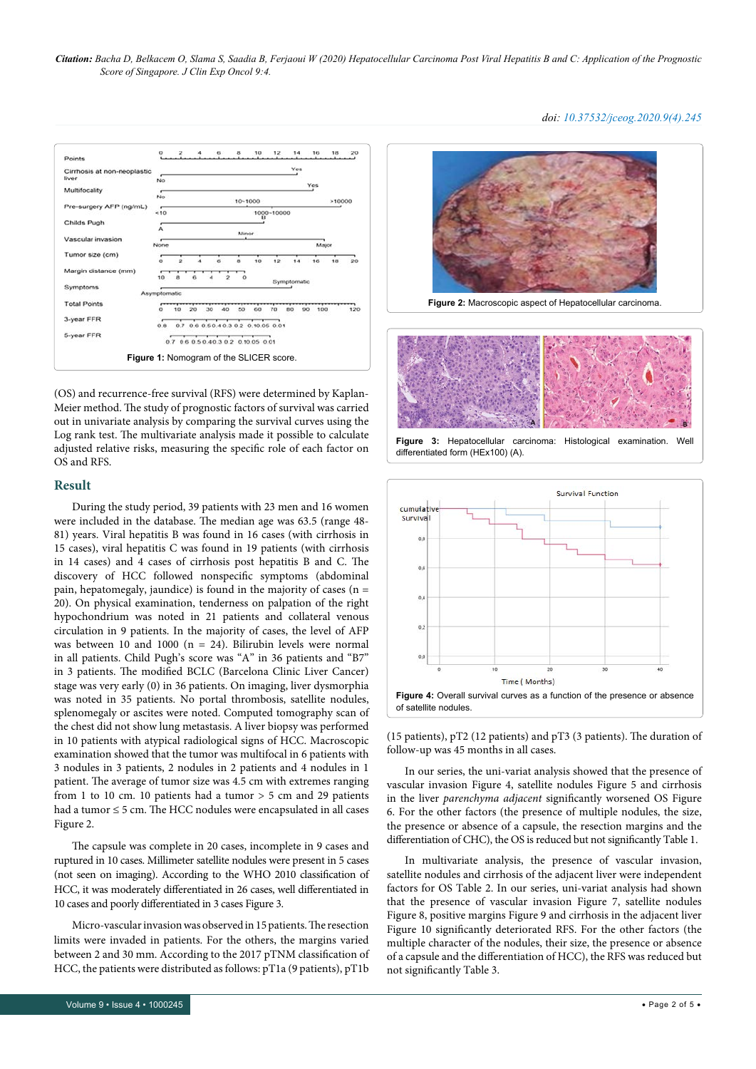Figure 1: Nomogram of the SLICER score.

(OS) and recurrence-free survival (RFS) were determined by Kaplan-Meier method. The study of prognostic factors of survival was carried out in univariate analysis by comparing the survival curves using the Log rank test. The multivariate analysis made it possible to calculate adjusted relative risks, measuring the specific role of each factor on OS and RFS.

## Result

During the study period, 39 patients with 23 men and 16 women were included in the database. The median age was 63.5 (range 48-81) years. Viral hepatitis B was found in 16 cases (with cirrhosis in 15 cases), viral hepatitis C was found in 19 patients (with cirrhosis in 14 cases) and 4 cases of cirrhosis post hepatitis B and C. The discovery of HCC followed nonspecific symptoms (abdominal pain, hepatomegaly, jaundice) is found in the majority of cases (n = 20). On physical examination, tenderness on palpation of the right hypochondrium was noted in 21 patients and collateral venous circulation in 9 patients. In the majority of cases, the level of AFP was between 10 and 1000 (n = 24). Bilirubin levels were normal in all patients. Child Pugh's score was "A" in 36 patients and "B7" in 3 patients. The modified BCLC (Barcelona Clinic Liver Cancer) stage was very early (0) in 36 patients. On imaging, liver dysmorphia was noted in 35 patients. No portal thrombosis, satellite nodules, splenomegaly or ascites were noted. Computed tomography scan of the chest did not show lung metastasis. A liver biopsy was performed in 10 patients with atypical radiological signs of HCC. Macroscopic examination showed that the tumor was multifocal in 6 patients with 3 nodules in 3 patients, 2 nodules in 2 patients and 4 nodules in 1 patient. The average of tumor size was 4.5 cm with extremes ranging from 1 to 10 cm. 10 patients had a tumor > 5 cm and 29 patients had a tumor ≤ 5 cm. The HCC nodules were encapsulated in all cases Figure 2.

The capsule was complete in 20 cases, incomplete in 9 cases and ruptured in 10 cases. Millimeter satellite nodules were present in 5 cases (not seen on imaging). According to the WHO 2010 classification of HCC, it was moderately differentiated in 26 cases, well differentiated in 10 cases and poorly differentiated in 3 cases Figure 3.

Micro-vascular invasion was observed in 15 patients. The resection limits were invaded in patients. For the others, the margins varied between 2 and 30 mm. According to the 2017 pTNM classification of HCC, the patients were distributed as follows: pT1a (9 patients), pT1b (15 patients), pT2 (12 patients) and pT3 (3 patients). The duration of follow-up was 45 months in all cases.

Figure 2: Macroscopic aspect of Hepatocellular carcinoma.

Figure 3: Hepatocellular carcinoma: Histological examination. Well differentiated form (HEx100) (A).

Figure 4: Overall survival curves as a function of the presence or absence of satellite nodules.

In our series, the uni-variat analysis showed that the presence of vascular invasion Figure 4, satellite nodules Figure 5 and cirrhosis in the liver *parenchyma adjacent* significantly worsened OS Figure 6. For the other factors (the presence of multiple nodules, the size, the presence or absence of a capsule, the resection margins and the differentiation of CHC), the OS is reduced but not significantly Table 1.

In multivariate analysis, the presence of vascular invasion, satellite nodules and cirrhosis of the adjacent liver were independent factors for OS Table 2. In our series, uni-variat analysis had shown that the presence of vascular invasion Figure 7, satellite nodules Figure 8, positive margins Figure 9 and cirrhosis in the adjacent liver Figure 10 significantly deteriorated RFS. For the other factors (the multiple character of the nodules, their size, the presence or absence of a capsule and the differentiation of HCC), the RFS was reduced but not significantly Table 3.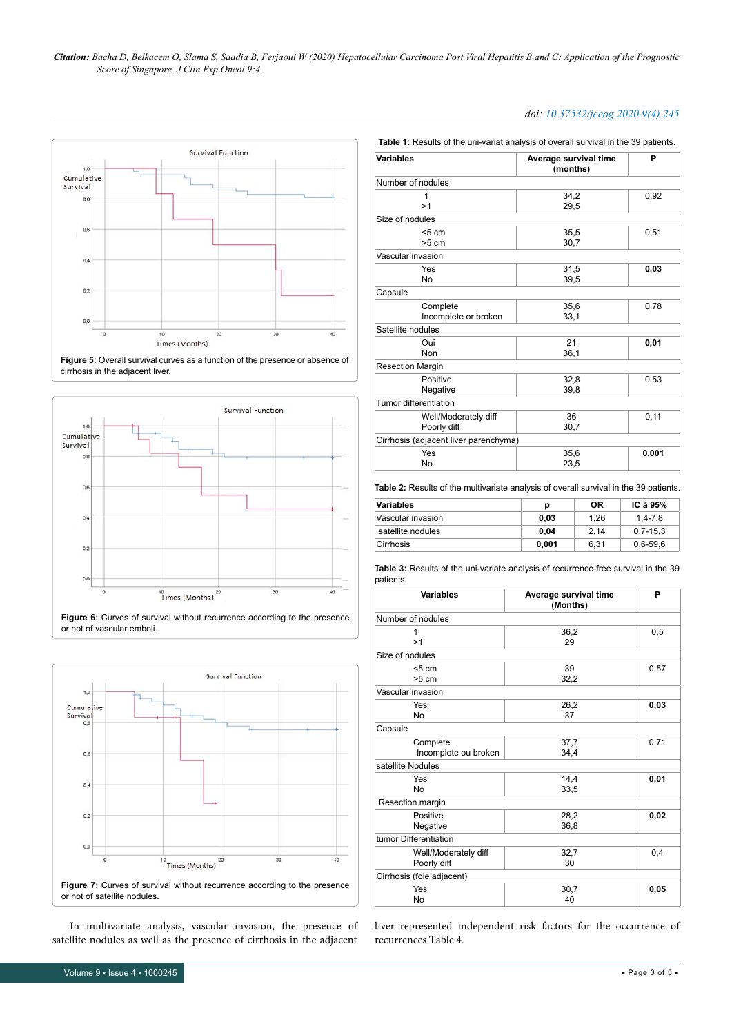**Figure 5:** Overall survival curves as a function of the presence or absence of cirrhosis in the adjacent liver.

**Figure 6:** Curves of survival without recurrence according to the presence or not of vascular emboli.

**Figure 7:** Curves of survival without recurrence according to the presence or not of satellite nodules.

In multivariate analysis, vascular invasion, the presence of satellite nodules as well as the presence of cirrhosis in the adjacent liver represented independent risk factors for the occurrence of recurrences Table 4.

**Table 1:** Results of the uni-variat analysis of overall survival in the 39 patients.

| Variables | Average survival time (months) | P |
|---|---|---|
| Number of nodules | | |
| 1<br>>1 | 34,2<br>29,5 | 0,92 |
| Size of nodules | | |
| <5 cm<br>>5 cm | 35,5<br>30,7 | 0,51 |
| Vascular invasion | | |
| Yes<br>No | 31,5<br>39,5 | **0,03** |
| Capsule | | |
| Complete<br>Incomplete or broken | 35,6<br>33,1 | 0,78 |
| Satellite nodules | | |
| Oui<br>Non | 21<br>36,1 | **0,01** |
| Resection Margin | | |
| Positive<br>Negative | 32,8<br>39,8 | 0,53 |
| Tumor differentiation | | |
| Well/Moderately diff<br>Poorly diff | 36<br>30,7 | 0,11 |
| Cirrhosis (adjacent liver parenchyma) | | |
| Yes<br>No | 35,6<br>23,5 | **0,001** |

**Table 2:** Results of the multivariate analysis of overall survival in the 39 patients.

| Variables | p | OR | IC à 95% |
|---|---|---|---|
| Vascular invasion | **0,03** | 1,26 | 1,4-7,8 |
| satellite nodules | **0,04** | 2,14 | 0,7-15,3 |
| Cirrhosis | **0,001** | 6,31 | 0,6-59,6 |

**Table 3:** Results of the uni-variate analysis of recurrence-free survival in the 39 patients.

| Variables | Average survival time (Months) | P |
|---|---|---|
| Number of nodules | | |
| 1<br>>1 | 36,2<br>29 | 0,5 |
| Size of nodules | | |
| <5 cm<br>>5 cm | 39<br>32,2 | 0,57 |
| Vascular invasion | | |
| Yes<br>No | 26,2<br>37 | **0,03** |
| Capsule | | |
| Complete<br>Incomplete ou broken | 37,7<br>34,4 | 0,71 |
| satellite Nodules | | |
| Yes<br>No | 14,4<br>33,5 | **0,01** |
| Resection margin | | |
| Positive<br>Negative | 28,2<br>36,8 | **0,02** |
| tumor Differentiation | | |
| Well/Moderately diff<br>Poorly diff | 32,7<br>30 | 0,4 |
| Cirrhosis (foie adjacent) | | |
| Yes<br>No | 30,7<br>40 | **0,05** |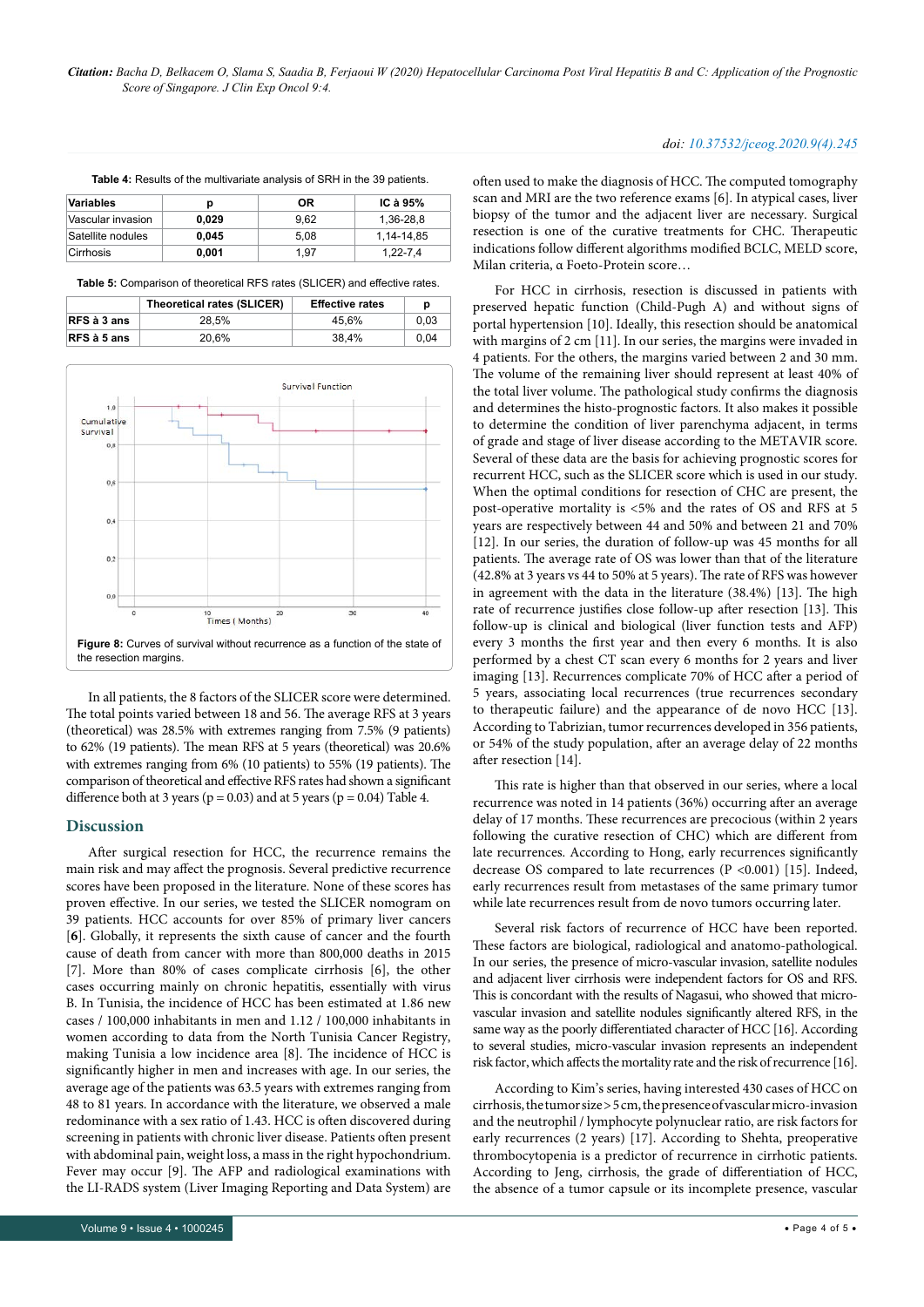**Table 4:** Results of the multivariate analysis of SRH in the 39 patients.

| Variables | p | OR | IC à 95% |
|---|---|---|---|
| Vascular invasion | **0,029** | 9,62 | 1,36-28,8 |
| Satellite nodules | **0,045** | 5,08 | 1,14-14,85 |
| Cirrhosis | **0,001** | 1,97 | 1,22-7,4 |

**Table 5:** Comparison of theoretical RFS rates (SLICER) and effective rates.

| | Theoretical rates (SLICER) | Effective rates | p |
|---|---|---|---|
| **RFS à 3 ans** | 28,5% | 45,6% | 0,03 |
| **RFS à 5 ans** | 20,6% | 38,4% | 0,04 |

**Figure 8:** Curves of survival without recurrence as a function of the state of the resection margins.

In all patients, the 8 factors of the SLICER score were determined. The total points varied between 18 and 56. The average RFS at 3 years (theoretical) was 28.5% with extremes ranging from 7.5% (9 patients) to 62% (19 patients). The mean RFS at 5 years (theoretical) was 20.6% with extremes ranging from 6% (10 patients) to 55% (19 patients). The comparison of theoretical and effective RFS rates had shown a significant difference both at 3 years (p = 0.03) and at 5 years (p = 0.04) Table 4.

## Discussion

After surgical resection for HCC, the recurrence remains the main risk and may affect the prognosis. Several predictive recurrence scores have been proposed in the literature. None of these scores has proven effective. In our series, we tested the SLICER nomogram on 39 patients. HCC accounts for over 85% of primary liver cancers [**6**]. Globally, it represents the sixth cause of cancer and the fourth cause of death from cancer with more than 800,000 deaths in 2015 [7]. More than 80% of cases complicate cirrhosis [6], the other cases occurring mainly on chronic hepatitis, essentially with virus B. In Tunisia, the incidence of HCC has been estimated at 1.86 new cases / 100,000 inhabitants in men and 1.12 / 100,000 inhabitants in women according to data from the North Tunisia Cancer Registry, making Tunisia a low incidence area [8]. The incidence of HCC is significantly higher in men and increases with age. In our series, the average age of the patients was 63.5 years with extremes ranging from 48 to 81 years. In accordance with the literature, we observed a male redominance with a sex ratio of 1.43. HCC is often discovered during screening in patients with chronic liver disease. Patients often present with abdominal pain, weight loss, a mass in the right hypochondrium. Fever may occur [9]. The AFP and radiological examinations with the LI-RADS system (Liver Imaging Reporting and Data System) are often used to make the diagnosis of HCC. The computed tomography scan and MRI are the two reference exams [6]. In atypical cases, liver biopsy of the tumor and the adjacent liver are necessary. Surgical resection is one of the curative treatments for CHC. Therapeutic indications follow different algorithms modified BCLC, MELD score, Milan criteria, α Foeto-Protein score…

For HCC in cirrhosis, resection is discussed in patients with preserved hepatic function (Child-Pugh A) and without signs of portal hypertension [10]. Ideally, this resection should be anatomical with margins of 2 cm [11]. In our series, the margins were invaded in 4 patients. For the others, the margins varied between 2 and 30 mm. The volume of the remaining liver should represent at least 40% of the total liver volume. The pathological study confirms the diagnosis and determines the histo-prognostic factors. It also makes it possible to determine the condition of liver parenchyma adjacent, in terms of grade and stage of liver disease according to the METAVIR score. Several of these data are the basis for achieving prognostic scores for recurrent HCC, such as the SLICER score which is used in our study. When the optimal conditions for resection of CHC are present, the post-operative mortality is <5% and the rates of OS and RFS at 5 years are respectively between 44 and 50% and between 21 and 70% [12]. In our series, the duration of follow-up was 45 months for all patients. The average rate of OS was lower than that of the literature (42.8% at 3 years vs 44 to 50% at 5 years). The rate of RFS was however in agreement with the data in the literature (38.4%) [13]. The high rate of recurrence justifies close follow-up after resection [13]. This follow-up is clinical and biological (liver function tests and AFP) every 3 months the first year and then every 6 months. It is also performed by a chest CT scan every 6 months for 2 years and liver imaging [13]. Recurrences complicate 70% of HCC after a period of 5 years, associating local recurrences (true recurrences secondary to therapeutic failure) and the appearance of de novo HCC [13]. According to Tabrizian, tumor recurrences developed in 356 patients, or 54% of the study population, after an average delay of 22 months after resection [14].

This rate is higher than that observed in our series, where a local recurrence was noted in 14 patients (36%) occurring after an average delay of 17 months. These recurrences are precocious (within 2 years following the curative resection of CHC) which are different from late recurrences. According to Hong, early recurrences significantly decrease OS compared to late recurrences (P <0.001) [15]. Indeed, early recurrences result from metastases of the same primary tumor while late recurrences result from de novo tumors occurring later.

Several risk factors of recurrence of HCC have been reported. These factors are biological, radiological and anatomo-pathological. In our series, the presence of micro-vascular invasion, satellite nodules and adjacent liver cirrhosis were independent factors for OS and RFS. This is concordant with the results of Nagasui, who showed that micro-vascular invasion and satellite nodules significantly altered RFS, in the same way as the poorly differentiated character of HCC [16]. According to several studies, micro-vascular invasion represents an independent risk factor, which affects the mortality rate and the risk of recurrence [16].

According to Kim's series, having interested 430 cases of HCC on cirrhosis, the tumor size > 5 cm, the presence of vascular micro-invasion and the neutrophil / lymphocyte polynuclear ratio, are risk factors for early recurrences (2 years) [17]. According to Shehta, preoperative thrombocytopenia is a predictor of recurrence in cirrhotic patients. According to Jeng, cirrhosis, the grade of differentiation of HCC, the absence of a tumor capsule or its incomplete presence, vascular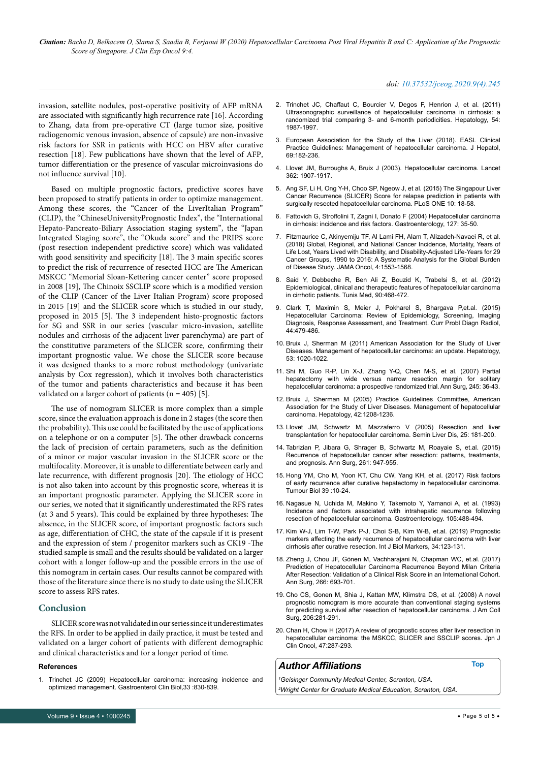invasion, satellite nodules, post-operative positivity of AFP mRNA are associated with significantly high recurrence rate [16]. According to Zhang, data from pre-operative CT (large tumor size, positive radiogenomic venous invasion, absence of capsule) are non-invasive risk factors for SSR in patients with HCC on HBV after curative resection [18]. Few publications have shown that the level of AFP, tumor differentiation or the presence of vascular microinvasions do not influence survival [10].

Based on multiple prognostic factors, predictive scores have been proposed to stratify patients in order to optimize management. Among these scores, the "Cancer of the LiverItalian Program" (CLIP), the "ChineseUniversityPrognostic Index", the "International Hepato-Pancreato-Biliary Association staging system", the "Japan Integrated Staging score", the "Okuda score" and the PRIPS score (post resection independent predictive score) which was validated with good sensitivity and specificity [18]. The 3 main specific scores to predict the risk of recurrence of resected HCC are The American MSKCC "Memorial Sloan-Kettering cancer center" score proposed in 2008 [19], The Chinoix SSCLIP score which is a modified version of the CLIP (Cancer of the Liver Italian Program) score proposed in 2015 [19] and the SLICER score which is studied in our study, proposed in 2015 [5]. The 3 independent histo-prognostic factors for SG and SSR in our series (vascular micro-invasion, satellite nodules and cirrhosis of the adjacent liver parenchyma) are part of the constitutive parameters of the SLICER score, confirming their important prognostic value. We chose the SLICER score because it was designed thanks to a more robust methodology (univariate analysis by Cox regression), which it involves both characteristics of the tumor and patients characteristics and because it has been validated on a larger cohort of patients (n = 405) [5].

The use of nomogram SLICER is more complex than a simple score, since the evaluation approach is done in 2 stages (the score then the probability). This use could be facilitated by the use of applications on a telephone or on a computer [5]. The other drawback concerns the lack of precision of certain parameters, such as the definition of a minor or major vascular invasion in the SLICER score or the multifocality. Moreover, it is unable to differentiate between early and late recurrence, with different prognosis [20]. The etiology of HCC is not also taken into account by this prognostic score, whereas it is an important prognostic parameter. Applying the SLICER score in our series, we noted that it significantly underestimated the RFS rates (at 3 and 5 years). This could be explained by three hypotheses: The absence, in the SLICER score, of important prognostic factors such as age, differentiation of CHC, the state of the capsule if it is present and the expression of stem / progenitor markers such as CK19 -The studied sample is small and the results should be validated on a larger cohort with a longer follow-up and the possible errors in the use of this nomogram in certain cases. Our results cannot be compared with those of the literature since there is no study to date using the SLICER score to assess RFS rates.

## Conclusion

SLICER score was not validated in our series since it underestimates the RFS. In order to be applied in daily practice, it must be tested and validated on a larger cohort of patients with different demographic and clinical characteristics and for a longer period of time.

### References

1. Trinchet JC (2009) Hepatocellular carcinoma: increasing incidence and optimized management. Gastroenterol Clin Biol,33 :830-839.
2. Trinchet JC, Chaffaut C, Bourcier V, Degos F, Henrion J, et al. (2011) Ultrasonographic surveillance of hepatocellular carcinoma in cirrhosis: a randomized trial comparing 3- and 6-month periodicities. Hepatology, 54: 1987-1997.
3. European Association for the Study of the Liver (2018). EASL Clinical Practice Guidelines: Management of hepatocellular carcinoma. J Hepatol, 69:182-236.
4. Llovet JM, Burroughs A, Bruix J (2003). Hepatocellular carcinoma. Lancet 362: 1907-1917.
5. Ang SF, Li H, Ong Y-H, Choo SP, Ngeow J, et al. (2015) The Singapour Liver Cancer Recurrence (SLICER) Score for relapse prediction in patients with surgically resected hepatocellular carcinoma. PLoS ONE 10: 18-58.
6. Fattovich G, Stroffolini T, Zagni I, Donato F (2004) Hepatocellular carcinoma in cirrhosis: incidence and risk factors. Gastroenterology, 127: 35-50.
7. Fitzmaurice C, Akinyemiju TF, Al Lami FH, Alam T, Alizadeh-Navaei R, et al. (2018) Global, Regional, and National Cancer Incidence, Mortality, Years of Life Lost, Years Lived with Disability, and Disability-Adjusted Life-Years for 29 Cancer Groups, 1990 to 2016: A Systematic Analysis for the Global Burden of Disease Study. JAMA Oncol, 4:1553-1568.
8. Said Y, Debbeche R, Ben Ali Z, Bouzid K, Trabelsi S, et al. (2012) Epidemiological, clinical and therapeutic features of hepatocellular carcinoma in cirrhotic patients. Tunis Med, 90:468-472.
9. Clark T, Maximin S, Meier J, Pokharel S, Bhargava P,et.al. (2015) Hepatocellular Carcinoma: Review of Epidemiology, Screening, Imaging Diagnosis, Response Assessment, and Treatment. Curr Probl Diagn Radiol, 44:479-486.
10. Bruix J, Sherman M (2011) American Association for the Study of Liver Diseases. Management of hepatocellular carcinoma: an update. Hepatology, 53: 1020-1022.
11. Shi M, Guo R-P, Lin X-J, Zhang Y-Q, Chen M-S, et al. (2007) Partial hepatectomy with wide versus narrow resection margin for solitary hepatocellular carcinoma: a prospective randomized trial. Ann Surg, 245: 36-43.
12. Bruix J, Sherman M (2005) Practice Guidelines Committee, American Association for the Study of Liver Diseases. Management of hepatocellular carcinoma. Hepatology, 42:1208-1236.
13. Llovet JM, Schwartz M, Mazzaferro V (2005) Resection and liver transplantation for hepatocellular carcinoma. Semin Liver Dis, 25: 181-200.
14. Tabrizian P, Jibara G, Shrager B, Schwartz M, Roayaie S, et.al. (2015) Recurrence of hepatocellular cancer after resection: patterns, treatments, and prognosis. Ann Surg, 261: 947-955.
15. Hong YM, Cho M, Yoon KT, Chu CW, Yang KH, et al. (2017) Risk factors of early recurrence after curative hepatectomy in hepatocellular carcinoma. Tumour Biol 39 :10-24.
16. Nagasue N, Uchida M, Makino Y, Takemoto Y, Yamanoi A, et al. (1993) Incidence and factors associated with intrahepatic recurrence following resection of hepatocellular carcinoma. Gastroenterology. 105:488-494.
17. Kim W-J, Lim T-W, Park P-J, Choi S-B, Kim W-B, et.al. (2019) Prognostic markers affecting the early recurrence of hepatocellular carcinoma with liver cirrhosis after curative resection. Int J Biol Markers, 34:123-131.
18. Zheng J, Chou JF, Gönen M, Vachharajani N, Chapman WC, et.al. (2017) Prediction of Hepatocellular Carcinoma Recurrence Beyond Milan Criteria After Resection: Validation of a Clinical Risk Score in an International Cohort. Ann Surg, 266: 693-701.
19. Cho CS, Gonen M, Shia J, Kattan MW, Klimstra DS, et al. (2008) A novel prognostic nomogram is more accurate than conventional staging systems for predicting survival after resection of hepatocellular carcinoma. J Am Coll Surg, 206:281-291.
20. Chan H, Chow H (2017) A review of prognostic scores after liver resection in hepatocellular carcinoma: the MSKCC, SLICER and SSCLIP scores. Jpn J Clin Oncol, 47:287-293.

## Author Affiliations

[1]Geisinger Community Medical Center, Scranton, USA.

[2]Wright Center for Graduate Medical Education, Scranton, USA.